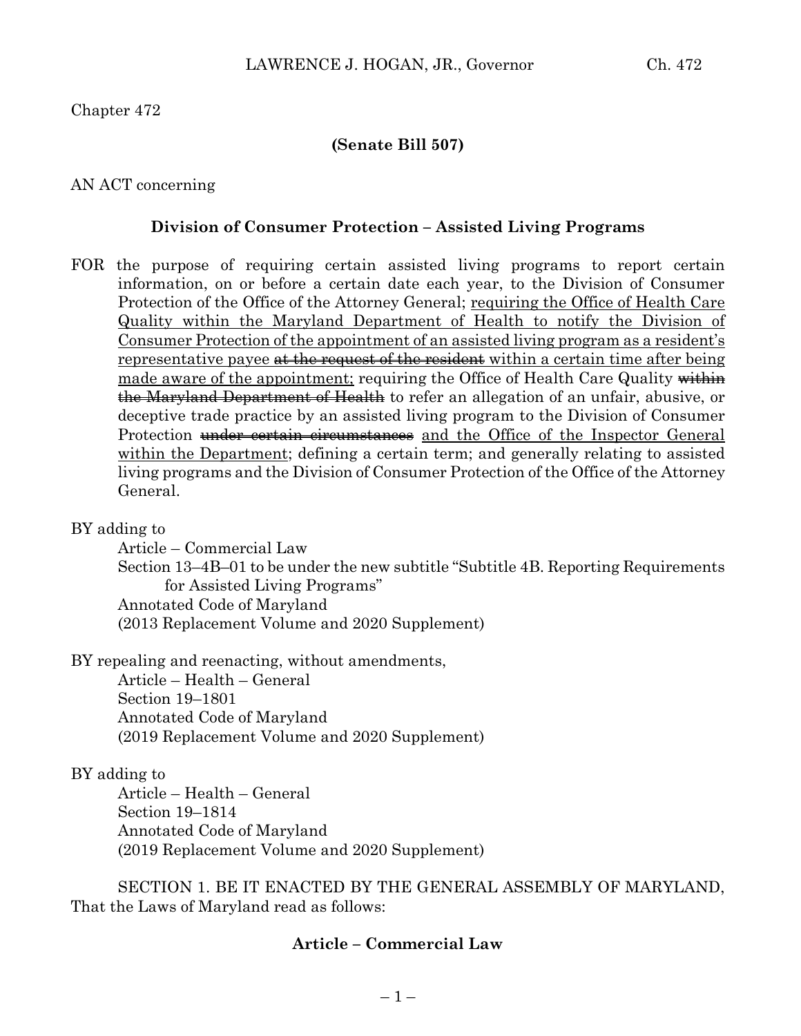Chapter 472

**(Senate Bill 507)**

AN ACT concerning

**Division of Consumer Protection – Assisted Living Programs**

FOR the purpose of requiring certain assisted living programs to report certain information, on or before a certain date each year, to the Division of Consumer Protection of the Office of the Attorney General; <u>requiring the Office of Health Care Quality within the Maryland Department of Health to notify the Division of Consumer Protection of the appointment of an assisted living program as a resident's representative payee</u> ~~at the request of the resident~~ <u>within a certain time after being made aware of the appointment;</u> requiring the Office of Health Care Quality ~~within the Maryland Department of Health~~ to refer an allegation of an unfair, abusive, or deceptive trade practice by an assisted living program to the Division of Consumer Protection ~~under certain circumstances~~ <u>and the Office of the Inspector General within the Department</u>; defining a certain term; and generally relating to assisted living programs and the Division of Consumer Protection of the Office of the Attorney General.

BY adding to
Article – Commercial Law
Section 13–4B–01 to be under the new subtitle "Subtitle 4B. Reporting Requirements for Assisted Living Programs"
Annotated Code of Maryland
(2013 Replacement Volume and 2020 Supplement)

BY repealing and reenacting, without amendments,
Article – Health – General
Section 19–1801
Annotated Code of Maryland
(2019 Replacement Volume and 2020 Supplement)

BY adding to
Article – Health – General
Section 19–1814
Annotated Code of Maryland
(2019 Replacement Volume and 2020 Supplement)

SECTION 1. BE IT ENACTED BY THE GENERAL ASSEMBLY OF MARYLAND, That the Laws of Maryland read as follows:

**Article – Commercial Law**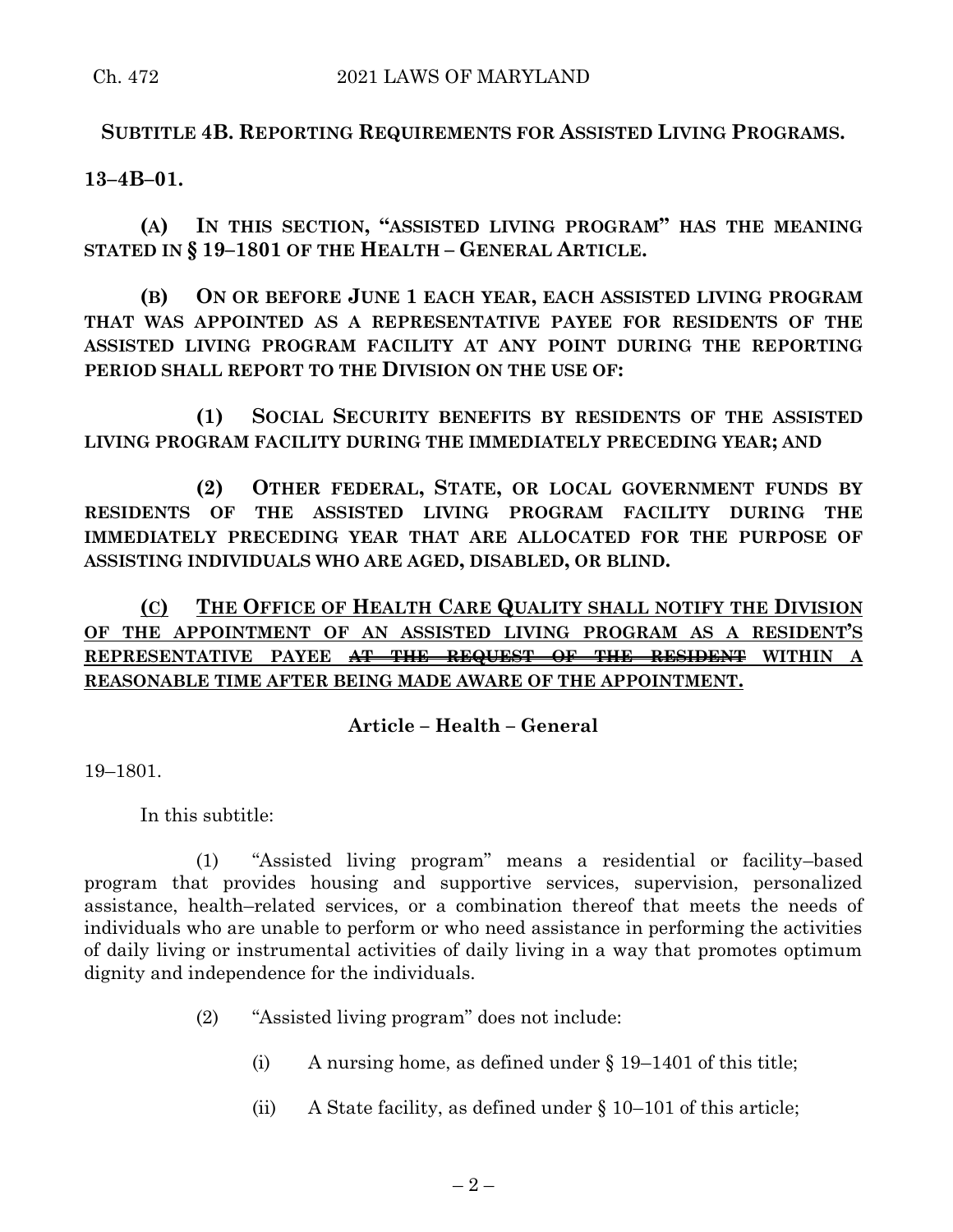**SUBTITLE 4B. REPORTING REQUIREMENTS FOR ASSISTED LIVING PROGRAMS.**

**13–4B–01.**

**(A) IN THIS SECTION, "ASSISTED LIVING PROGRAM" HAS THE MEANING STATED IN § 19–1801 OF THE HEALTH – GENERAL ARTICLE.**

**(B) ON OR BEFORE JUNE 1 EACH YEAR, EACH ASSISTED LIVING PROGRAM THAT WAS APPOINTED AS A REPRESENTATIVE PAYEE FOR RESIDENTS OF THE ASSISTED LIVING PROGRAM FACILITY AT ANY POINT DURING THE REPORTING PERIOD SHALL REPORT TO THE DIVISION ON THE USE OF:**

**(1) SOCIAL SECURITY BENEFITS BY RESIDENTS OF THE ASSISTED LIVING PROGRAM FACILITY DURING THE IMMEDIATELY PRECEDING YEAR; AND**

**(2) OTHER FEDERAL, STATE, OR LOCAL GOVERNMENT FUNDS BY RESIDENTS OF THE ASSISTED LIVING PROGRAM FACILITY DURING THE IMMEDIATELY PRECEDING YEAR THAT ARE ALLOCATED FOR THE PURPOSE OF ASSISTING INDIVIDUALS WHO ARE AGED, DISABLED, OR BLIND.**

**(C) THE OFFICE OF HEALTH CARE QUALITY SHALL NOTIFY THE DIVISION OF THE APPOINTMENT OF AN ASSISTED LIVING PROGRAM AS A RESIDENT'S REPRESENTATIVE PAYEE ~~AT THE REQUEST OF THE RESIDENT~~ WITHIN A REASONABLE TIME AFTER BEING MADE AWARE OF THE APPOINTMENT.**

**Article – Health – General**

19–1801.

In this subtitle:

(1) "Assisted living program" means a residential or facility–based program that provides housing and supportive services, supervision, personalized assistance, health–related services, or a combination thereof that meets the needs of individuals who are unable to perform or who need assistance in performing the activities of daily living or instrumental activities of daily living in a way that promotes optimum dignity and independence for the individuals.

(2) "Assisted living program" does not include:

(i) A nursing home, as defined under § 19–1401 of this title;

(ii) A State facility, as defined under § 10–101 of this article;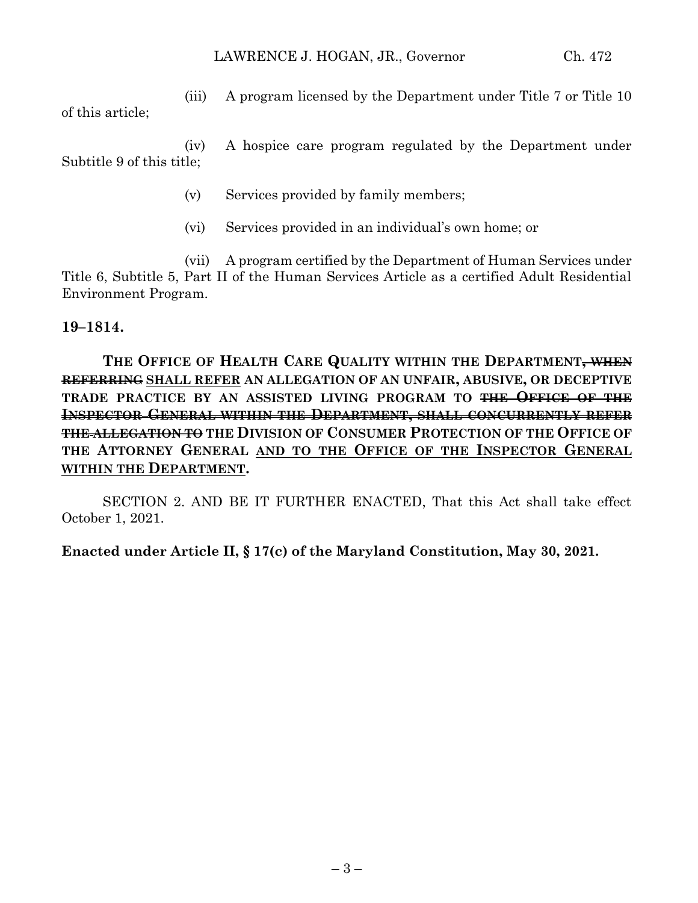(iii) A program licensed by the Department under Title 7 or Title 10 of this article;

(iv) A hospice care program regulated by the Department under Subtitle 9 of this title;

(v) Services provided by family members;

(vi) Services provided in an individual's own home; or

(vii) A program certified by the Department of Human Services under Title 6, Subtitle 5, Part II of the Human Services Article as a certified Adult Residential Environment Program.

**19–1814.**

**THE OFFICE OF HEALTH CARE QUALITY WITHIN THE DEPARTMENT~~, WHEN REFERRING~~ SHALL REFER AN ALLEGATION OF AN UNFAIR, ABUSIVE, OR DECEPTIVE TRADE PRACTICE BY AN ASSISTED LIVING PROGRAM TO ~~THE OFFICE OF THE INSPECTOR GENERAL WITHIN THE DEPARTMENT, SHALL CONCURRENTLY REFER THE ALLEGATION TO~~ THE DIVISION OF CONSUMER PROTECTION OF THE OFFICE OF THE ATTORNEY GENERAL AND TO THE OFFICE OF THE INSPECTOR GENERAL WITHIN THE DEPARTMENT.**

SECTION 2. AND BE IT FURTHER ENACTED, That this Act shall take effect October 1, 2021.

**Enacted under Article II, § 17(c) of the Maryland Constitution, May 30, 2021.**